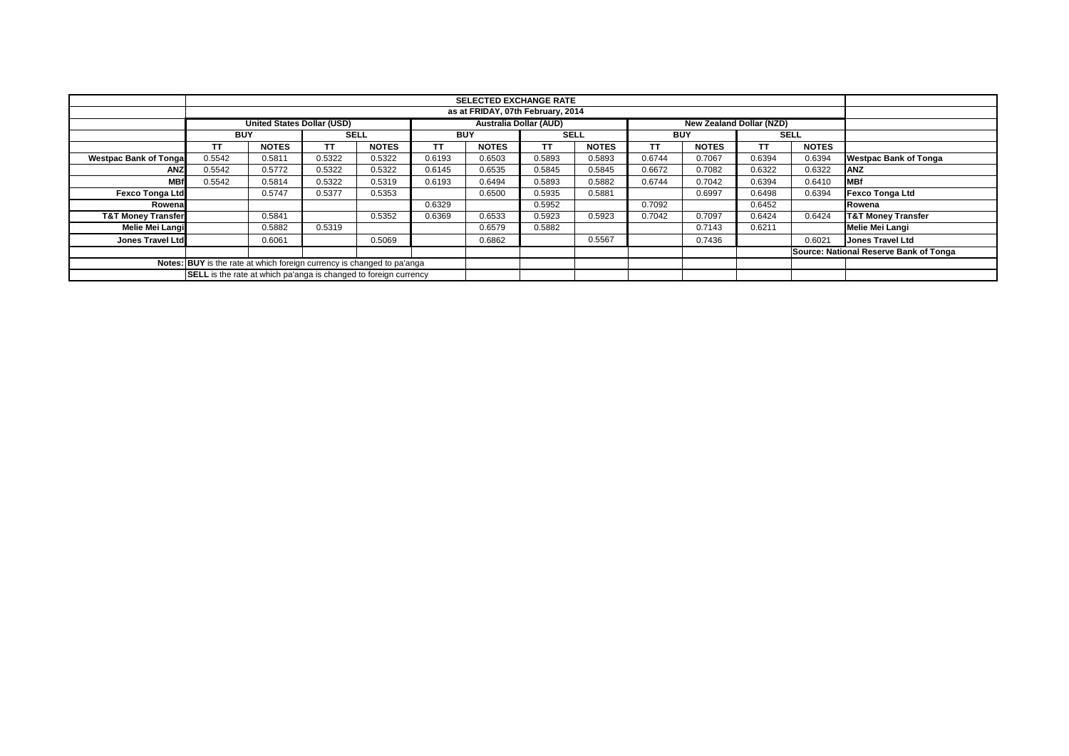| | SELECTED EXCHANGE RATE | | | | | | | | | | | | |
|---|---|---|---|---|---|---|---|---|---|---|---|---|---|
| | as at FRIDAY, 07th February, 2014 | | | | | | | | | | | | |
| | United States Dollar (USD) | | | | Australia Dollar (AUD) | | | | New Zealand Dollar (NZD) | | | | |
| | BUY | | SELL | | BUY | | SELL | | BUY | | SELL | | |
| | TT | NOTES | TT | NOTES | TT | NOTES | TT | NOTES | TT | NOTES | TT | NOTES | |
| Westpac Bank of Tonga | 0.5542 | 0.5811 | 0.5322 | 0.5322 | 0.6193 | 0.6503 | 0.5893 | 0.5893 | 0.6744 | 0.7067 | 0.6394 | 0.6394 | Westpac Bank of Tonga |
| ANZ | 0.5542 | 0.5772 | 0.5322 | 0.5322 | 0.6145 | 0.6535 | 0.5845 | 0.5845 | 0.6672 | 0.7082 | 0.6322 | 0.6322 | ANZ |
| MBf | 0.5542 | 0.5814 | 0.5322 | 0.5319 | 0.6193 | 0.6494 | 0.5893 | 0.5882 | 0.6744 | 0.7042 | 0.6394 | 0.6410 | MBf |
| Fexco Tonga Ltd | | 0.5747 | 0.5377 | 0.5353 | | 0.6500 | 0.5935 | 0.5881 | | 0.6997 | 0.6498 | 0.6394 | Fexco Tonga Ltd |
| Rowena | | | | | 0.6329 | | 0.5952 | | 0.7092 | | 0.6452 | | Rowena |
| T&T Money Transfer | | 0.5841 | | 0.5352 | 0.6369 | 0.6533 | 0.5923 | 0.5923 | 0.7042 | 0.7097 | 0.6424 | 0.6424 | T&T Money Transfer |
| Melie Mei Langi | | 0.5882 | 0.5319 | | | 0.6579 | 0.5882 | | | 0.7143 | 0.6211 | | Melie Mei Langi |
| Jones Travel Ltd | | 0.6061 | | 0.5069 | | 0.6862 | | 0.5567 | | 0.7436 | | 0.6021 | Jones Travel Ltd |
| | | | | | | | | | | | | | Source: National Reserve Bank of Tonga |
| Notes: | **BUY** is the rate at which foreign currency is changed to pa'anga | | | | | | | | | | | | |
| | **SELL** is the rate at which pa'anga is changed to foreign currency | | | | | | | | | | | | |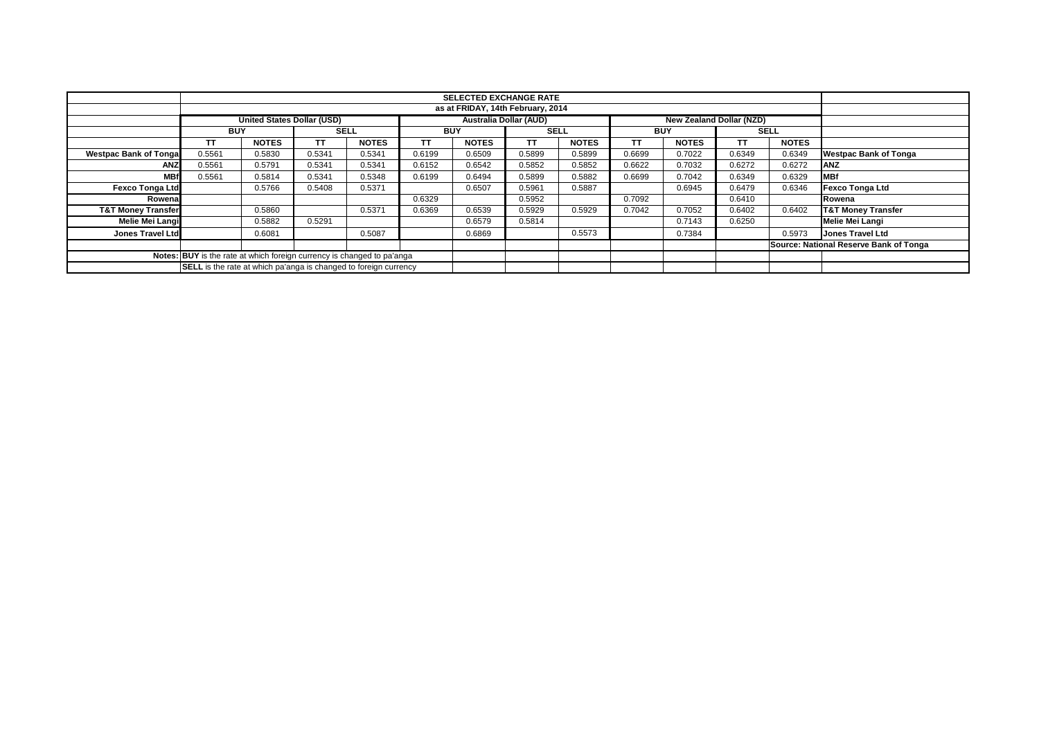| | SELECTED EXCHANGE RATE | | | | | | | | | | | | |
|---|---|---|---|---|---|---|---|---|---|---|---|---|---|
| | as at FRIDAY, 14th February, 2014 | | | | | | | | | | | | |
| | **United States Dollar (USD)** | | | | **Australia Dollar (AUD)** | | | | **New Zealand Dollar (NZD)** | | | | |
| | **BUY** | | **SELL** | | **BUY** | | **SELL** | | **BUY** | | **SELL** | | |
| | **TT** | **NOTES** | **TT** | **NOTES** | **TT** | **NOTES** | **TT** | **NOTES** | **TT** | **NOTES** | **TT** | **NOTES** | |
| **Westpac Bank of Tonga** | 0.5561 | 0.5830 | 0.5341 | 0.5341 | 0.6199 | 0.6509 | 0.5899 | 0.5899 | 0.6699 | 0.7022 | 0.6349 | 0.6349 | **Westpac Bank of Tonga** |
| **ANZ** | 0.5561 | 0.5791 | 0.5341 | 0.5341 | 0.6152 | 0.6542 | 0.5852 | 0.5852 | 0.6622 | 0.7032 | 0.6272 | 0.6272 | **ANZ** |
| **MBf** | 0.5561 | 0.5814 | 0.5341 | 0.5348 | 0.6199 | 0.6494 | 0.5899 | 0.5882 | 0.6699 | 0.7042 | 0.6349 | 0.6329 | **MBf** |
| **Fexco Tonga Ltd** | | 0.5766 | 0.5408 | 0.5371 | | 0.6507 | 0.5961 | 0.5887 | | 0.6945 | 0.6479 | 0.6346 | **Fexco Tonga Ltd** |
| **Rowena** | | | | | 0.6329 | | 0.5952 | | 0.7092 | | 0.6410 | | **Rowena** |
| **T&T Money Transfer** | | 0.5860 | | 0.5371 | 0.6369 | 0.6539 | 0.5929 | 0.5929 | 0.7042 | 0.7052 | 0.6402 | 0.6402 | **T&T Money Transfer** |
| **Melie Mei Langi** | | 0.5882 | 0.5291 | | | 0.6579 | 0.5814 | | | 0.7143 | 0.6250 | | **Melie Mei Langi** |
| **Jones Travel Ltd** | | 0.6081 | | 0.5087 | | 0.6869 | | 0.5573 | | 0.7384 | | 0.5973 | **Jones Travel Ltd** |
| | | | | | | | | | | | | | **Source: National Reserve Bank of Tonga** |
| **Notes:** | **BUY** is the rate at which foreign currency is changed to pa'anga | | | | | | | | | | | | |
| | **SELL** is the rate at which pa'anga is changed to foreign currency | | | | | | | | | | | | |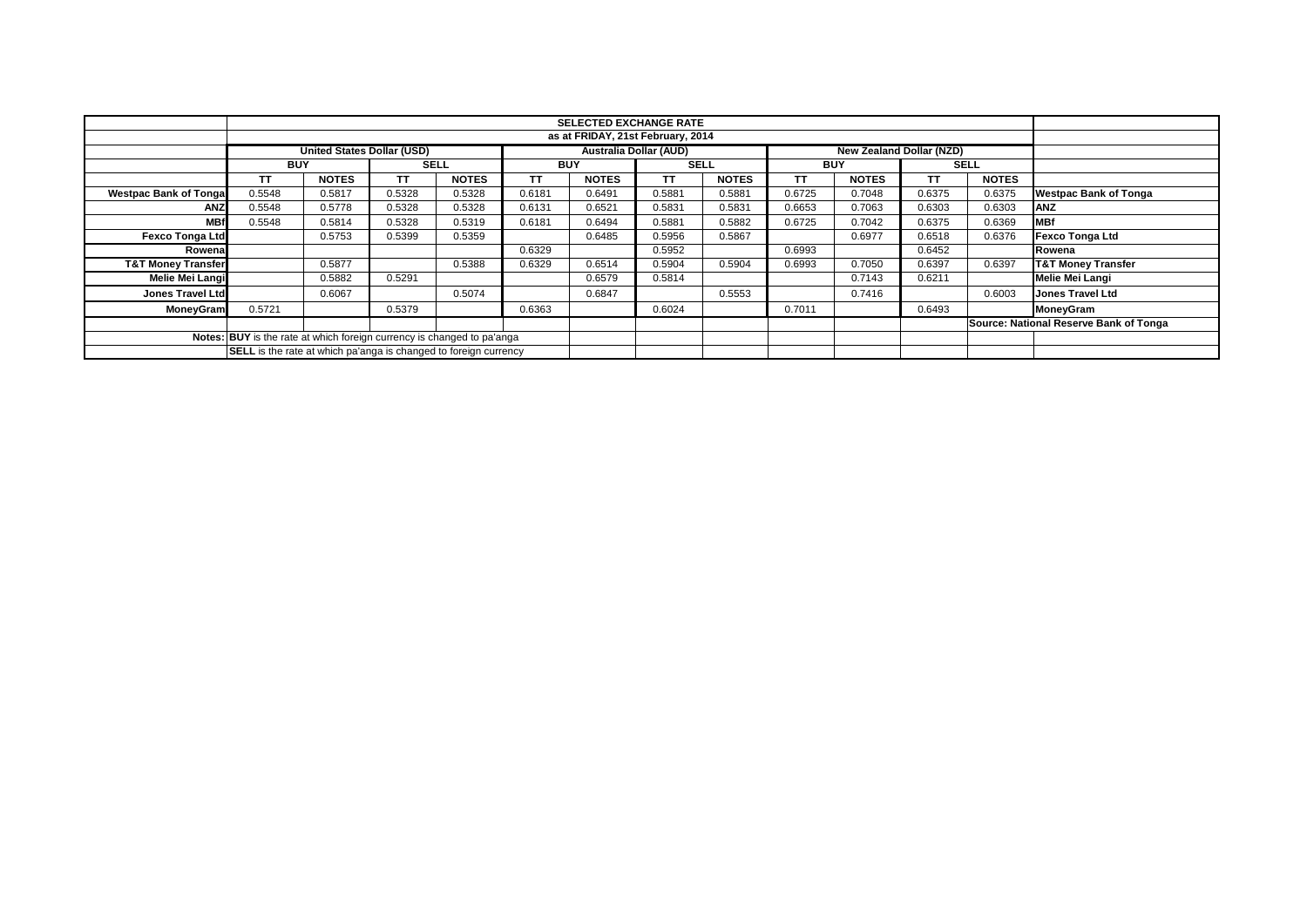| | SELECTED EXCHANGE RATE | | | | | | | | | | | | |
|---|---|---|---|---|---|---|---|---|---|---|---|---|---|
| | as at FRIDAY, 21st February, 2014 | | | | | | | | | | | | |
| | United States Dollar (USD) | | | | Australia Dollar (AUD) | | | | New Zealand Dollar (NZD) | | | | |
| | BUY | | SELL | | BUY | | SELL | | BUY | | SELL | | |
| | TT | NOTES | TT | NOTES | TT | NOTES | TT | NOTES | TT | NOTES | TT | NOTES | |
| Westpac Bank of Tonga | 0.5548 | 0.5817 | 0.5328 | 0.5328 | 0.6181 | 0.6491 | 0.5881 | 0.5881 | 0.6725 | 0.7048 | 0.6375 | 0.6375 | Westpac Bank of Tonga |
| ANZ | 0.5548 | 0.5778 | 0.5328 | 0.5328 | 0.6131 | 0.6521 | 0.5831 | 0.5831 | 0.6653 | 0.7063 | 0.6303 | 0.6303 | ANZ |
| MBf | 0.5548 | 0.5814 | 0.5328 | 0.5319 | 0.6181 | 0.6494 | 0.5881 | 0.5882 | 0.6725 | 0.7042 | 0.6375 | 0.6369 | MBf |
| Fexco Tonga Ltd | | 0.5753 | 0.5399 | 0.5359 | | 0.6485 | 0.5956 | 0.5867 | | 0.6977 | 0.6518 | 0.6376 | Fexco Tonga Ltd |
| Rowena | | | | | 0.6329 | | 0.5952 | | 0.6993 | | 0.6452 | | Rowena |
| T&T Money Transfer | | 0.5877 | | 0.5388 | 0.6329 | 0.6514 | 0.5904 | 0.5904 | 0.6993 | 0.7050 | 0.6397 | 0.6397 | T&T Money Transfer |
| Melie Mei Langi | | 0.5882 | 0.5291 | | | 0.6579 | 0.5814 | | | 0.7143 | 0.6211 | | Melie Mei Langi |
| Jones Travel Ltd | | 0.6067 | | 0.5074 | | 0.6847 | | 0.5553 | | 0.7416 | | 0.6003 | Jones Travel Ltd |
| MoneyGram | 0.5721 | | 0.5379 | | 0.6363 | | 0.6024 | | 0.7011 | | 0.6493 | | MoneyGram |
| | | | | | | | | | | | | | Source: National Reserve Bank of Tonga |
| Notes: | **BUY** is the rate at which foreign currency is changed to pa'anga | | | | | | | | | | | | |
| | **SELL** is the rate at which pa'anga is changed to foreign currency | | | | | | | | | | | | |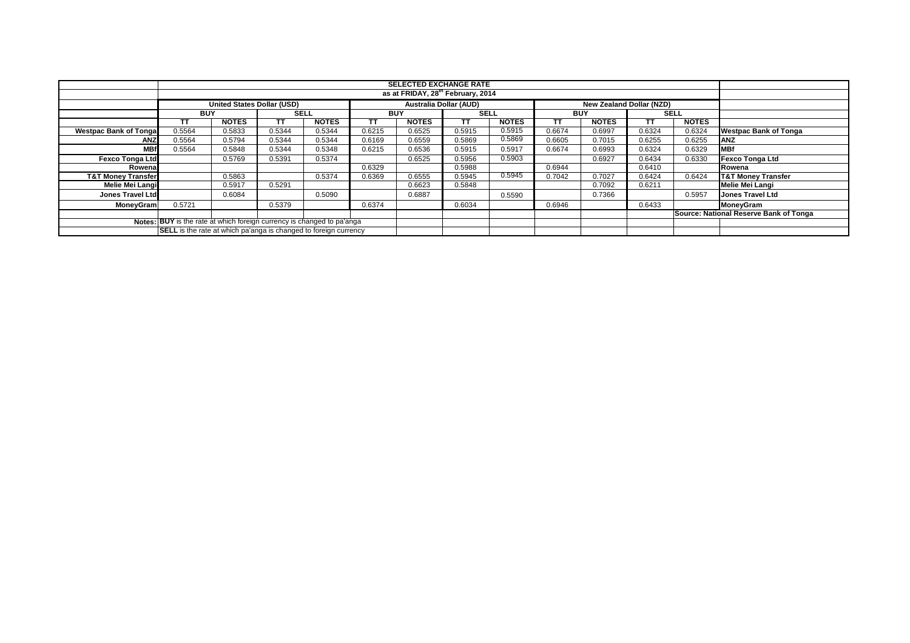| | SELECTED EXCHANGE RATE | | | | | | | | | | | | |
|---|---|---|---|---|---|---|---|---|---|---|---|---|---|
| | as at FRIDAY, 28th February, 2014 | | | | | | | | | | | | |
| | United States Dollar (USD) | | | | Australia Dollar (AUD) | | | | New Zealand Dollar (NZD) | | | | |
| | BUY | | SELL | | BUY | | SELL | | BUY | | SELL | | |
| | TT | NOTES | TT | NOTES | TT | NOTES | TT | NOTES | TT | NOTES | TT | NOTES | |
| Westpac Bank of Tonga | 0.5564 | 0.5833 | 0.5344 | 0.5344 | 0.6215 | 0.6525 | 0.5915 | 0.5915 | 0.6674 | 0.6997 | 0.6324 | 0.6324 | Westpac Bank of Tonga |
| ANZ | 0.5564 | 0.5794 | 0.5344 | 0.5344 | 0.6169 | 0.6559 | 0.5869 | 0.5869 | 0.6605 | 0.7015 | 0.6255 | 0.6255 | ANZ |
| MBf | 0.5564 | 0.5848 | 0.5344 | 0.5348 | 0.6215 | 0.6536 | 0.5915 | 0.5917 | 0.6674 | 0.6993 | 0.6324 | 0.6329 | MBf |
| Fexco Tonga Ltd | | 0.5769 | 0.5391 | 0.5374 | | 0.6525 | 0.5956 | 0.5903 | | 0.6927 | 0.6434 | 0.6330 | Fexco Tonga Ltd |
| Rowena | | | | | 0.6329 | | 0.5988 | | 0.6944 | | 0.6410 | | Rowena |
| T&T Money Transfer | | 0.5863 | | 0.5374 | 0.6369 | 0.6555 | 0.5945 | 0.5945 | 0.7042 | 0.7027 | 0.6424 | 0.6424 | T&T Money Transfer |
| Melie Mei Langi | | 0.5917 | 0.5291 | | | 0.6623 | 0.5848 | | | 0.7092 | 0.6211 | | Melie Mei Langi |
| Jones Travel Ltd | | 0.6084 | | 0.5090 | | 0.6887 | | 0.5590 | | 0.7366 | | 0.5957 | Jones Travel Ltd |
| MoneyGram | 0.5721 | | 0.5379 | | 0.6374 | | 0.6034 | | 0.6946 | | 0.6433 | | MoneyGram |
| | | | | | | | | | | | | | Source: National Reserve Bank of Tonga |
| Notes: | BUY is the rate at which foreign currency is changed to pa'anga | | | | | | | | | | | | |
| | SELL is the rate at which pa'anga is changed to foreign currency | | | | | | | | | | | | |